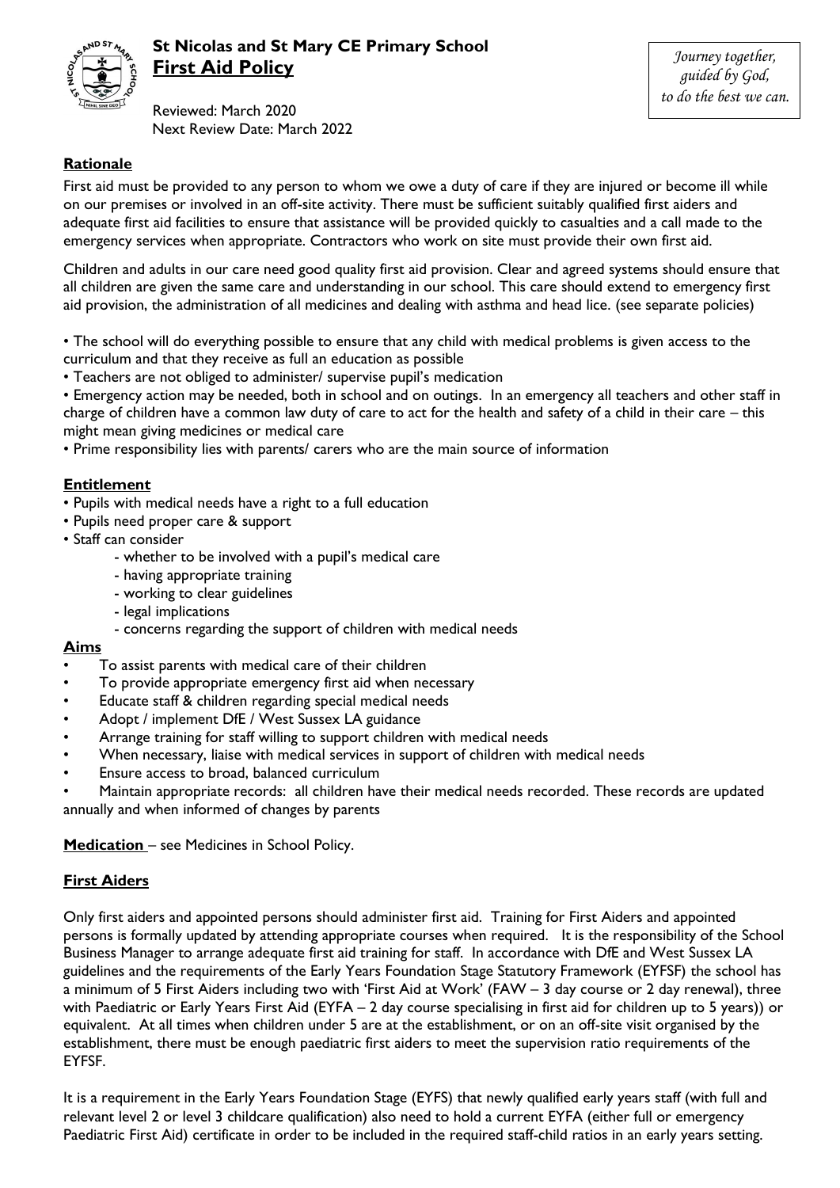# St Nicolas and St Mary CE Primary School
## First Aid Policy

Reviewed: March 2020
Next Review Date: March 2022

*Journey together, guided by God, to do the best we can.*

### Rationale

First aid must be provided to any person to whom we owe a duty of care if they are injured or become ill while on our premises or involved in an off-site activity. There must be sufficient suitably qualified first aiders and adequate first aid facilities to ensure that assistance will be provided quickly to casualties and a call made to the emergency services when appropriate. Contractors who work on site must provide their own first aid.

Children and adults in our care need good quality first aid provision. Clear and agreed systems should ensure that all children are given the same care and understanding in our school. This care should extend to emergency first aid provision, the administration of all medicines and dealing with asthma and head lice. (see separate policies)

- The school will do everything possible to ensure that any child with medical problems is given access to the curriculum and that they receive as full an education as possible
- Teachers are not obliged to administer/ supervise pupil's medication
- Emergency action may be needed, both in school and on outings. In an emergency all teachers and other staff in charge of children have a common law duty of care to act for the health and safety of a child in their care – this might mean giving medicines or medical care
- Prime responsibility lies with parents/ carers who are the main source of information

### Entitlement

- Pupils with medical needs have a right to a full education
- Pupils need proper care & support
- Staff can consider
  - whether to be involved with a pupil's medical care
  - having appropriate training
  - working to clear guidelines
  - legal implications
  - concerns regarding the support of children with medical needs

### Aims

- To assist parents with medical care of their children
- To provide appropriate emergency first aid when necessary
- Educate staff & children regarding special medical needs
- Adopt / implement DfE / West Sussex LA guidance
- Arrange training for staff willing to support children with medical needs
- When necessary, liaise with medical services in support of children with medical needs
- Ensure access to broad, balanced curriculum
- Maintain appropriate records: all children have their medical needs recorded. These records are updated annually and when informed of changes by parents

**Medication** – see Medicines in School Policy.

### First Aiders

Only first aiders and appointed persons should administer first aid. Training for First Aiders and appointed persons is formally updated by attending appropriate courses when required. It is the responsibility of the School Business Manager to arrange adequate first aid training for staff. In accordance with DfE and West Sussex LA guidelines and the requirements of the Early Years Foundation Stage Statutory Framework (EYFSF) the school has a minimum of 5 First Aiders including two with 'First Aid at Work' (FAW – 3 day course or 2 day renewal), three with Paediatric or Early Years First Aid (EYFA – 2 day course specialising in first aid for children up to 5 years)) or equivalent. At all times when children under 5 are at the establishment, or on an off-site visit organised by the establishment, there must be enough paediatric first aiders to meet the supervision ratio requirements of the EYFSF.

It is a requirement in the Early Years Foundation Stage (EYFS) that newly qualified early years staff (with full and relevant level 2 or level 3 childcare qualification) also need to hold a current EYFA (either full or emergency Paediatric First Aid) certificate in order to be included in the required staff-child ratios in an early years setting.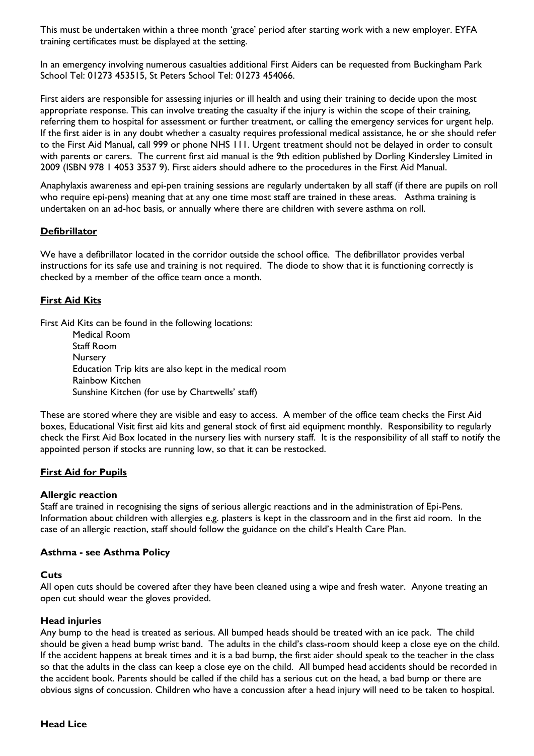This must be undertaken within a three month 'grace' period after starting work with a new employer. EYFA training certificates must be displayed at the setting.

In an emergency involving numerous casualties additional First Aiders can be requested from Buckingham Park School Tel: 01273 453515, St Peters School Tel: 01273 454066.

First aiders are responsible for assessing injuries or ill health and using their training to decide upon the most appropriate response. This can involve treating the casualty if the injury is within the scope of their training, referring them to hospital for assessment or further treatment, or calling the emergency services for urgent help. If the first aider is in any doubt whether a casualty requires professional medical assistance, he or she should refer to the First Aid Manual, call 999 or phone NHS 111. Urgent treatment should not be delayed in order to consult with parents or carers. The current first aid manual is the 9th edition published by Dorling Kindersley Limited in 2009 (ISBN 978 1 4053 3537 9). First aiders should adhere to the procedures in the First Aid Manual.

Anaphylaxis awareness and epi-pen training sessions are regularly undertaken by all staff (if there are pupils on roll who require epi-pens) meaning that at any one time most staff are trained in these areas. Asthma training is undertaken on an ad-hoc basis, or annually where there are children with severe asthma on roll.

## Defibrillator

We have a defibrillator located in the corridor outside the school office. The defibrillator provides verbal instructions for its safe use and training is not required. The diode to show that it is functioning correctly is checked by a member of the office team once a month.

## First Aid Kits

First Aid Kits can be found in the following locations:

- Medical Room
- Staff Room
- Nursery
- Education Trip kits are also kept in the medical room
- Rainbow Kitchen
- Sunshine Kitchen (for use by Chartwells' staff)

These are stored where they are visible and easy to access. A member of the office team checks the First Aid boxes, Educational Visit first aid kits and general stock of first aid equipment monthly. Responsibility to regularly check the First Aid Box located in the nursery lies with nursery staff. It is the responsibility of all staff to notify the appointed person if stocks are running low, so that it can be restocked.

## First Aid for Pupils

### Allergic reaction

Staff are trained in recognising the signs of serious allergic reactions and in the administration of Epi-Pens. Information about children with allergies e.g. plasters is kept in the classroom and in the first aid room. In the case of an allergic reaction, staff should follow the guidance on the child's Health Care Plan.

### Asthma - see Asthma Policy

### Cuts

All open cuts should be covered after they have been cleaned using a wipe and fresh water. Anyone treating an open cut should wear the gloves provided.

### Head injuries

Any bump to the head is treated as serious. All bumped heads should be treated with an ice pack. The child should be given a head bump wrist band. The adults in the child's class-room should keep a close eye on the child. If the accident happens at break times and it is a bad bump, the first aider should speak to the teacher in the class so that the adults in the class can keep a close eye on the child. All bumped head accidents should be recorded in the accident book. Parents should be called if the child has a serious cut on the head, a bad bump or there are obvious signs of concussion. Children who have a concussion after a head injury will need to be taken to hospital.

### Head Lice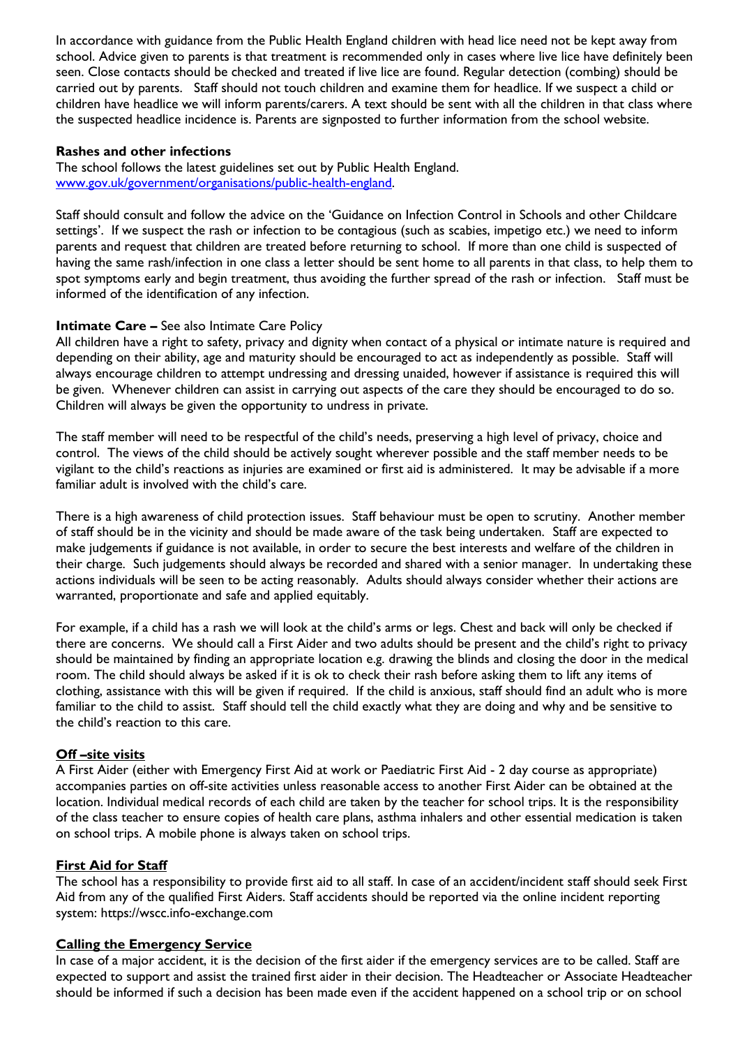In accordance with guidance from the Public Health England children with head lice need not be kept away from school. Advice given to parents is that treatment is recommended only in cases where live lice have definitely been seen. Close contacts should be checked and treated if live lice are found. Regular detection (combing) should be carried out by parents. Staff should not touch children and examine them for headlice. If we suspect a child or children have headlice we will inform parents/carers. A text should be sent with all the children in that class where the suspected headlice incidence is. Parents are signposted to further information from the school website.

**Rashes and other infections**

The school follows the latest guidelines set out by Public Health England. [www.gov.uk/government/organisations/public-health-england](www.gov.uk/government/organisations/public-health-england).

Staff should consult and follow the advice on the 'Guidance on Infection Control in Schools and other Childcare settings'. If we suspect the rash or infection to be contagious (such as scabies, impetigo etc.) we need to inform parents and request that children are treated before returning to school. If more than one child is suspected of having the same rash/infection in one class a letter should be sent home to all parents in that class, to help them to spot symptoms early and begin treatment, thus avoiding the further spread of the rash or infection. Staff must be informed of the identification of any infection.

**Intimate Care –** See also Intimate Care Policy

All children have a right to safety, privacy and dignity when contact of a physical or intimate nature is required and depending on their ability, age and maturity should be encouraged to act as independently as possible. Staff will always encourage children to attempt undressing and dressing unaided, however if assistance is required this will be given. Whenever children can assist in carrying out aspects of the care they should be encouraged to do so. Children will always be given the opportunity to undress in private.

The staff member will need to be respectful of the child's needs, preserving a high level of privacy, choice and control. The views of the child should be actively sought wherever possible and the staff member needs to be vigilant to the child's reactions as injuries are examined or first aid is administered. It may be advisable if a more familiar adult is involved with the child's care.

There is a high awareness of child protection issues. Staff behaviour must be open to scrutiny. Another member of staff should be in the vicinity and should be made aware of the task being undertaken. Staff are expected to make judgements if guidance is not available, in order to secure the best interests and welfare of the children in their charge. Such judgements should always be recorded and shared with a senior manager. In undertaking these actions individuals will be seen to be acting reasonably. Adults should always consider whether their actions are warranted, proportionate and safe and applied equitably.

For example, if a child has a rash we will look at the child's arms or legs. Chest and back will only be checked if there are concerns. We should call a First Aider and two adults should be present and the child's right to privacy should be maintained by finding an appropriate location e.g. drawing the blinds and closing the door in the medical room. The child should always be asked if it is ok to check their rash before asking them to lift any items of clothing, assistance with this will be given if required. If the child is anxious, staff should find an adult who is more familiar to the child to assist. Staff should tell the child exactly what they are doing and why and be sensitive to the child's reaction to this care.

**Off –site visits**

A First Aider (either with Emergency First Aid at work or Paediatric First Aid - 2 day course as appropriate) accompanies parties on off-site activities unless reasonable access to another First Aider can be obtained at the location. Individual medical records of each child are taken by the teacher for school trips. It is the responsibility of the class teacher to ensure copies of health care plans, asthma inhalers and other essential medication is taken on school trips. A mobile phone is always taken on school trips.

**First Aid for Staff**

The school has a responsibility to provide first aid to all staff. In case of an accident/incident staff should seek First Aid from any of the qualified First Aiders. Staff accidents should be reported via the online incident reporting system: https://wscc.info-exchange.com

**Calling the Emergency Service**

In case of a major accident, it is the decision of the first aider if the emergency services are to be called. Staff are expected to support and assist the trained first aider in their decision. The Headteacher or Associate Headteacher should be informed if such a decision has been made even if the accident happened on a school trip or on school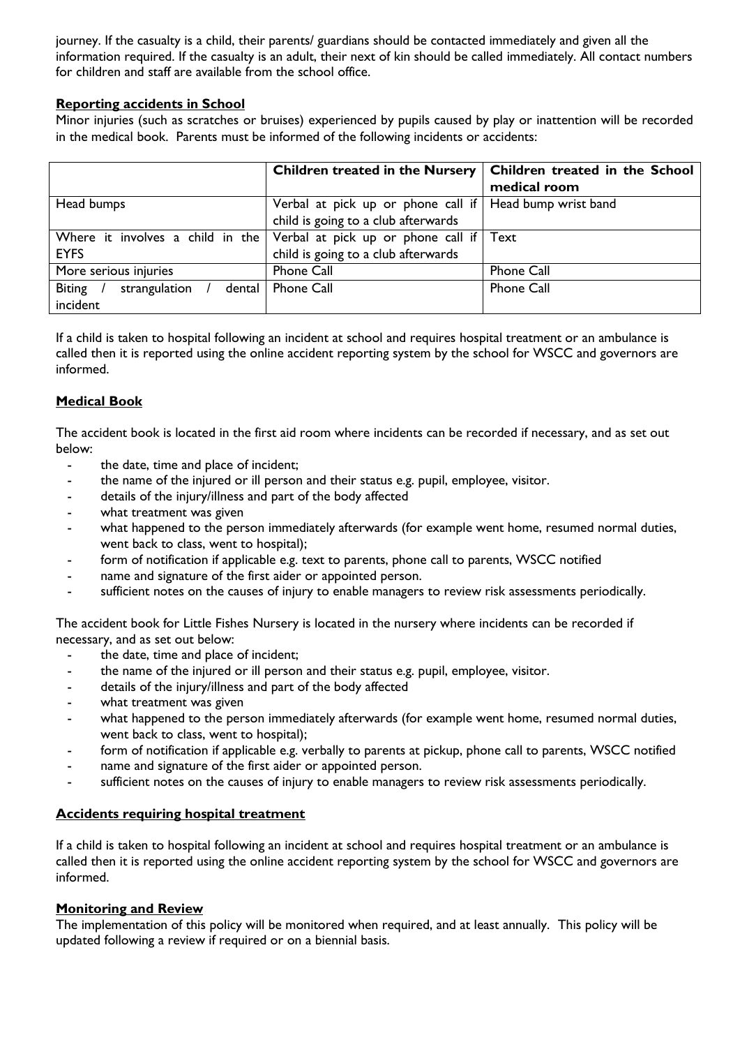journey. If the casualty is a child, their parents/ guardians should be contacted immediately and given all the information required. If the casualty is an adult, their next of kin should be called immediately. All contact numbers for children and staff are available from the school office.

## Reporting accidents in School

Minor injuries (such as scratches or bruises) experienced by pupils caused by play or inattention will be recorded in the medical book. Parents must be informed of the following incidents or accidents:

| | **Children treated in the Nursery** | **Children treated in the School medical room** |
|---|---|---|
| Head bumps | Verbal at pick up or phone call if child is going to a club afterwards | Head bump wrist band |
| Where it involves a child in the EYFS | Verbal at pick up or phone call if child is going to a club afterwards | Text |
| More serious injuries | Phone Call | Phone Call |
| Biting / strangulation / dental incident | Phone Call | Phone Call |

If a child is taken to hospital following an incident at school and requires hospital treatment or an ambulance is called then it is reported using the online accident reporting system by the school for WSCC and governors are informed.

## Medical Book

The accident book is located in the first aid room where incidents can be recorded if necessary, and as set out below:

- the date, time and place of incident;
- the name of the injured or ill person and their status e.g. pupil, employee, visitor.
- details of the injury/illness and part of the body affected
- what treatment was given
- what happened to the person immediately afterwards (for example went home, resumed normal duties, went back to class, went to hospital);
- form of notification if applicable e.g. text to parents, phone call to parents, WSCC notified
- name and signature of the first aider or appointed person.
- sufficient notes on the causes of injury to enable managers to review risk assessments periodically.

The accident book for Little Fishes Nursery is located in the nursery where incidents can be recorded if necessary, and as set out below:

- the date, time and place of incident;
- the name of the injured or ill person and their status e.g. pupil, employee, visitor.
- details of the injury/illness and part of the body affected
- what treatment was given
- what happened to the person immediately afterwards (for example went home, resumed normal duties, went back to class, went to hospital);
- form of notification if applicable e.g. verbally to parents at pickup, phone call to parents, WSCC notified
- name and signature of the first aider or appointed person.
- sufficient notes on the causes of injury to enable managers to review risk assessments periodically.

## Accidents requiring hospital treatment

If a child is taken to hospital following an incident at school and requires hospital treatment or an ambulance is called then it is reported using the online accident reporting system by the school for WSCC and governors are informed.

## Monitoring and Review

The implementation of this policy will be monitored when required, and at least annually. This policy will be updated following a review if required or on a biennial basis.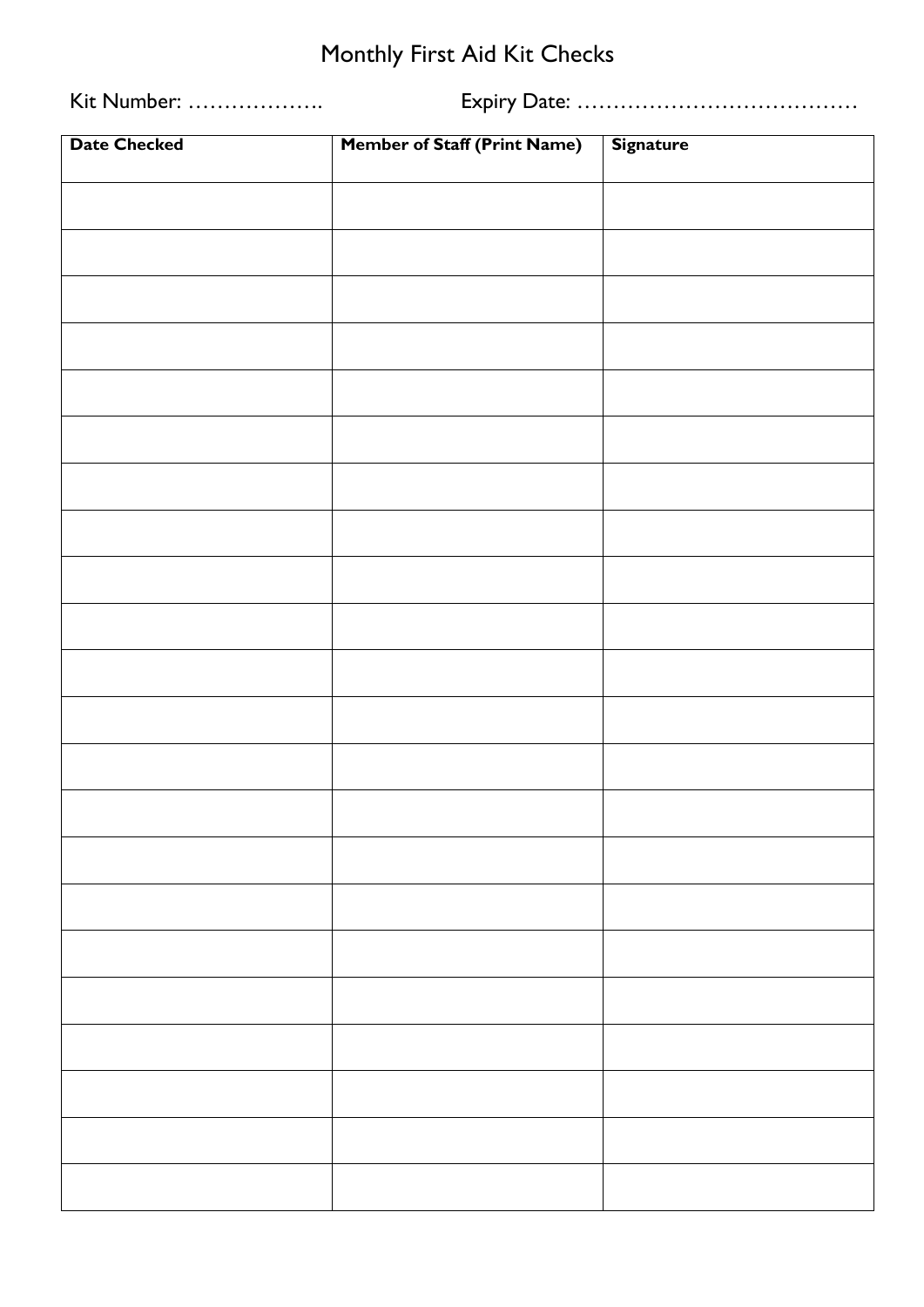# Monthly First Aid Kit Checks

Kit Number: ……………….. Expiry Date: …………………………………

| **Date Checked** | **Member of Staff (Print Name)** | **Signature** |
|---|---|---|
| | | |
| | | |
| | | |
| | | |
| | | |
| | | |
| | | |
| | | |
| | | |
| | | |
| | | |
| | | |
| | | |
| | | |
| | | |
| | | |
| | | |
| | | |
| | | |
| | | |
| | | |
| | | |